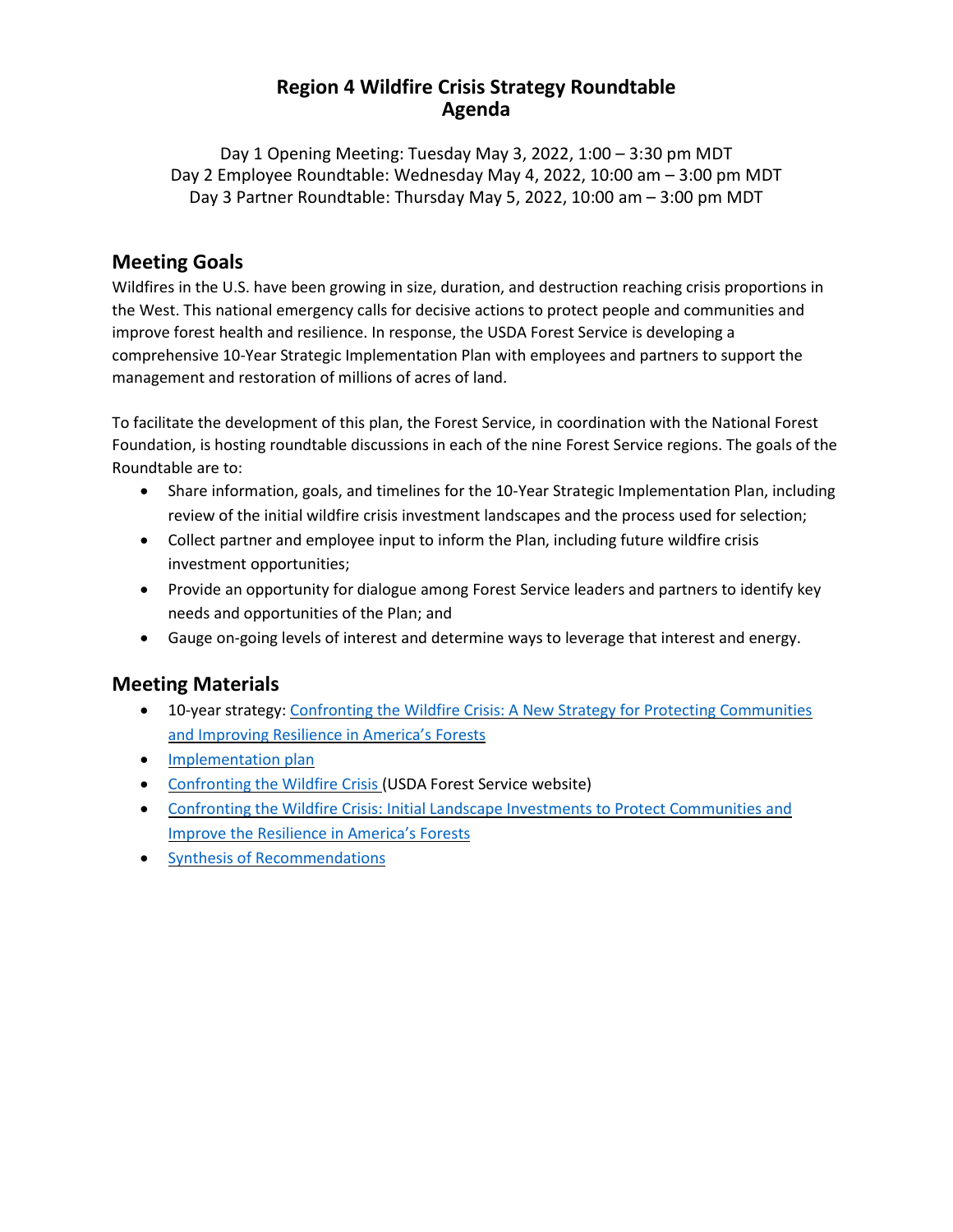# Region 4 Wildfire Crisis Strategy Roundtable
# Agenda

Day 1 Opening Meeting: Tuesday May 3, 2022, 1:00 – 3:30 pm MDT
Day 2 Employee Roundtable: Wednesday May 4, 2022, 10:00 am – 3:00 pm MDT
Day 3 Partner Roundtable: Thursday May 5, 2022, 10:00 am – 3:00 pm MDT

## Meeting Goals

Wildfires in the U.S. have been growing in size, duration, and destruction reaching crisis proportions in the West. This national emergency calls for decisive actions to protect people and communities and improve forest health and resilience. In response, the USDA Forest Service is developing a comprehensive 10-Year Strategic Implementation Plan with employees and partners to support the management and restoration of millions of acres of land.

To facilitate the development of this plan, the Forest Service, in coordination with the National Forest Foundation, is hosting roundtable discussions in each of the nine Forest Service regions. The goals of the Roundtable are to:

- Share information, goals, and timelines for the 10-Year Strategic Implementation Plan, including review of the initial wildfire crisis investment landscapes and the process used for selection;
- Collect partner and employee input to inform the Plan, including future wildfire crisis investment opportunities;
- Provide an opportunity for dialogue among Forest Service leaders and partners to identify key needs and opportunities of the Plan; and
- Gauge on-going levels of interest and determine ways to leverage that interest and energy.

## Meeting Materials

- 10-year strategy: Confronting the Wildfire Crisis: A New Strategy for Protecting Communities and Improving Resilience in America's Forests
- Implementation plan
- Confronting the Wildfire Crisis (USDA Forest Service website)
- Confronting the Wildfire Crisis: Initial Landscape Investments to Protect Communities and Improve the Resilience in America's Forests
- Synthesis of Recommendations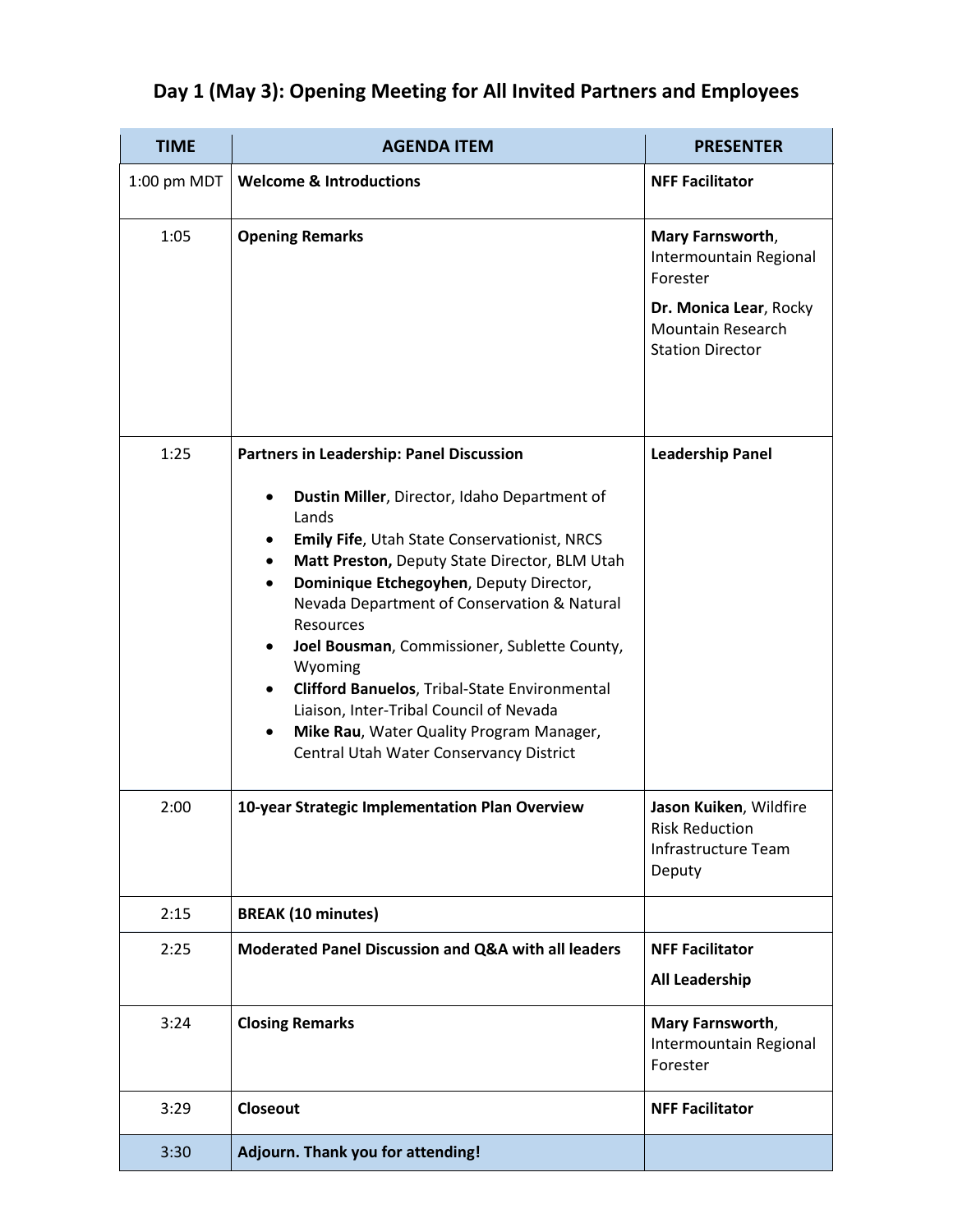## Day 1 (May 3): Opening Meeting for All Invited Partners and Employees

| TIME | AGENDA ITEM | PRESENTER |
|---|---|---|
| 1:00 pm MDT | **Welcome & Introductions** | **NFF Facilitator** |
| 1:05 | **Opening Remarks** | **Mary Farnsworth**, Intermountain Regional Forester<br><br>**Dr. Monica Lear**, Rocky Mountain Research Station Director |
| 1:25 | **Partners in Leadership: Panel Discussion**<br><br>• **Dustin Miller**, Director, Idaho Department of Lands<br>• **Emily Fife**, Utah State Conservationist, NRCS<br>• **Matt Preston,** Deputy State Director, BLM Utah<br>• **Dominique Etchegoyhen**, Deputy Director, Nevada Department of Conservation & Natural Resources<br>• **Joel Bousman**, Commissioner, Sublette County, Wyoming<br>• **Clifford Banuelos**, Tribal-State Environmental Liaison, Inter-Tribal Council of Nevada<br>• **Mike Rau**, Water Quality Program Manager, Central Utah Water Conservancy District | **Leadership Panel** |
| 2:00 | **10-year Strategic Implementation Plan Overview** | **Jason Kuiken**, Wildfire Risk Reduction Infrastructure Team Deputy |
| 2:15 | **BREAK (10 minutes)** | |
| 2:25 | **Moderated Panel Discussion and Q&A with all leaders** | **NFF Facilitator**<br><br>**All Leadership** |
| 3:24 | **Closing Remarks** | **Mary Farnsworth**, Intermountain Regional Forester |
| 3:29 | **Closeout** | **NFF Facilitator** |
| 3:30 | **Adjourn. Thank you for attending!** | |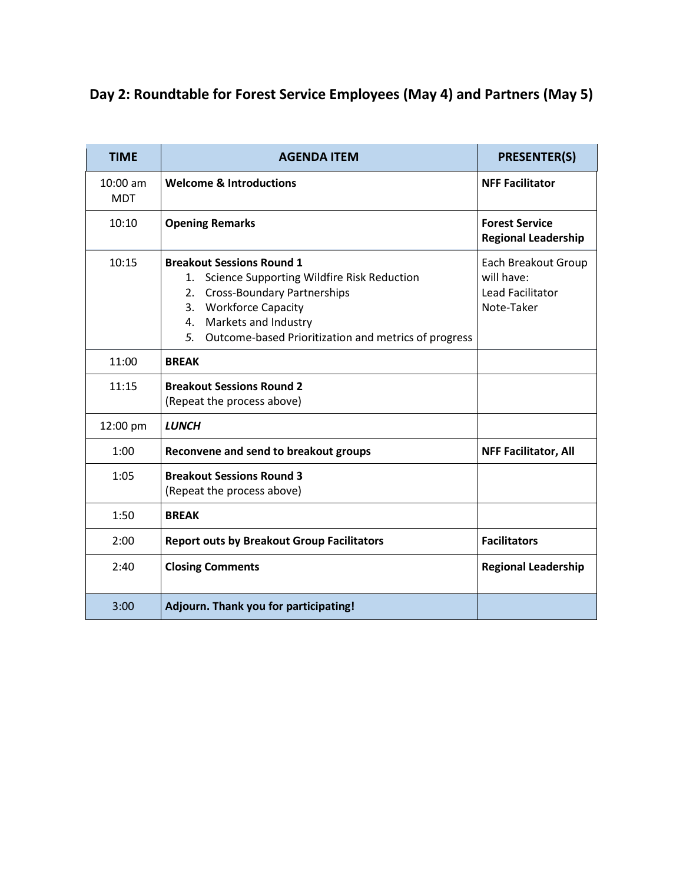## Day 2: Roundtable for Forest Service Employees (May 4) and Partners (May 5)

| TIME | AGENDA ITEM | PRESENTER(S) |
| --- | --- | --- |
| 10:00 am MDT | **Welcome & Introductions** | **NFF Facilitator** |
| 10:10 | **Opening Remarks** | **Forest Service Regional Leadership** |
| 10:15 | **Breakout Sessions Round 1**<br>1. Science Supporting Wildfire Risk Reduction<br>2. Cross-Boundary Partnerships<br>3. Workforce Capacity<br>4. Markets and Industry<br>*5.* Outcome-based Prioritization and metrics of progress | Each Breakout Group will have:<br>Lead Facilitator<br>Note-Taker |
| 11:00 | **BREAK** | |
| 11:15 | **Breakout Sessions Round 2**<br>(Repeat the process above) | |
| 12:00 pm | ***LUNCH*** | |
| 1:00 | **Reconvene and send to breakout groups** | **NFF Facilitator, All** |
| 1:05 | **Breakout Sessions Round 3**<br>(Repeat the process above) | |
| 1:50 | **BREAK** | |
| 2:00 | **Report outs by Breakout Group Facilitators** | **Facilitators** |
| 2:40 | **Closing Comments** | **Regional Leadership** |
| 3:00 | **Adjourn. Thank you for participating!** | |